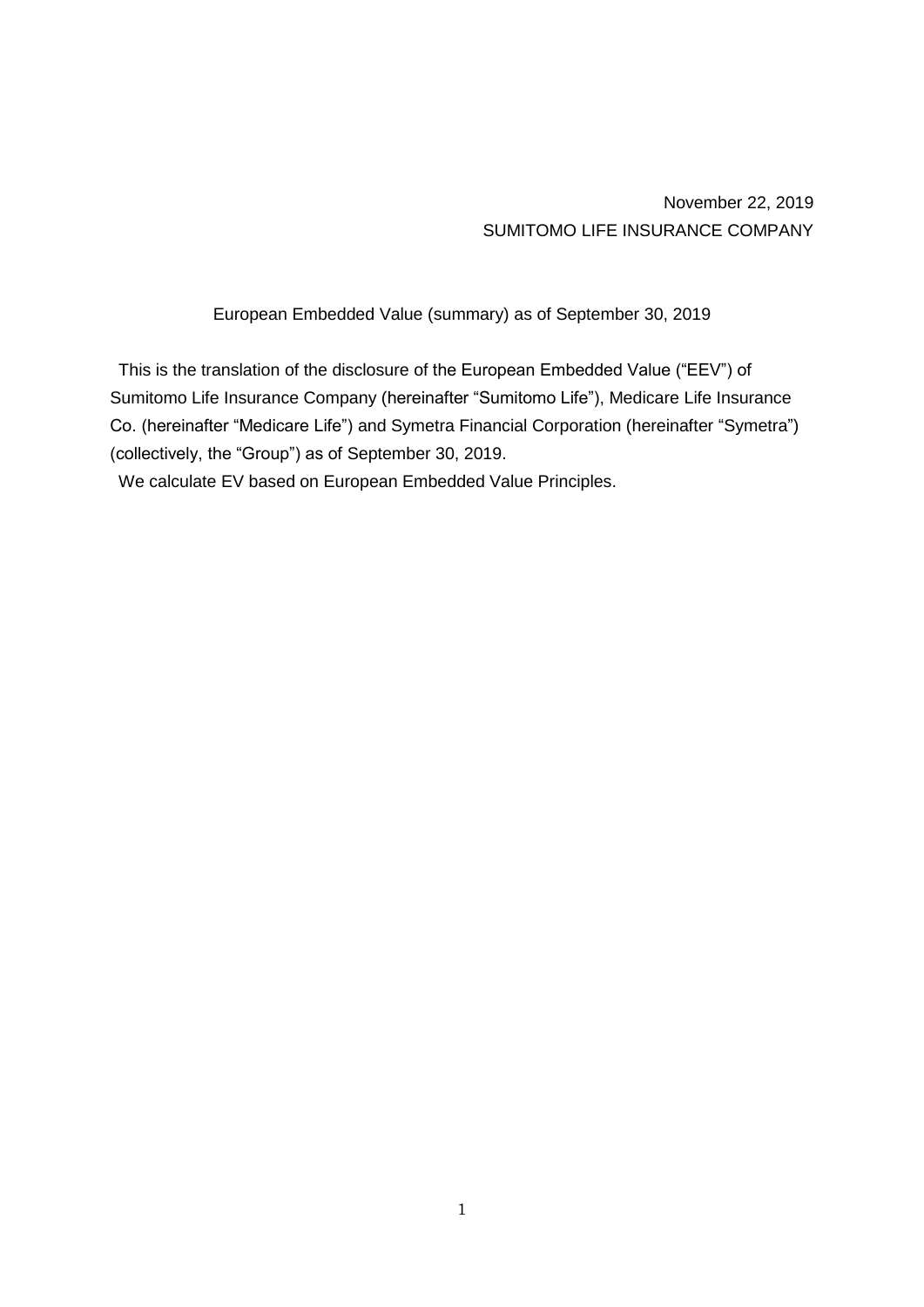November 22, 2019

SUMITOMO LIFE INSURANCE COMPANY

European Embedded Value (summary) as of September 30, 2019

This is the translation of the disclosure of the European Embedded Value ("EEV") of Sumitomo Life Insurance Company (hereinafter "Sumitomo Life"), Medicare Life Insurance Co. (hereinafter "Medicare Life") and Symetra Financial Corporation (hereinafter "Symetra") (collectively, the "Group") as of September 30, 2019.

We calculate EV based on European Embedded Value Principles.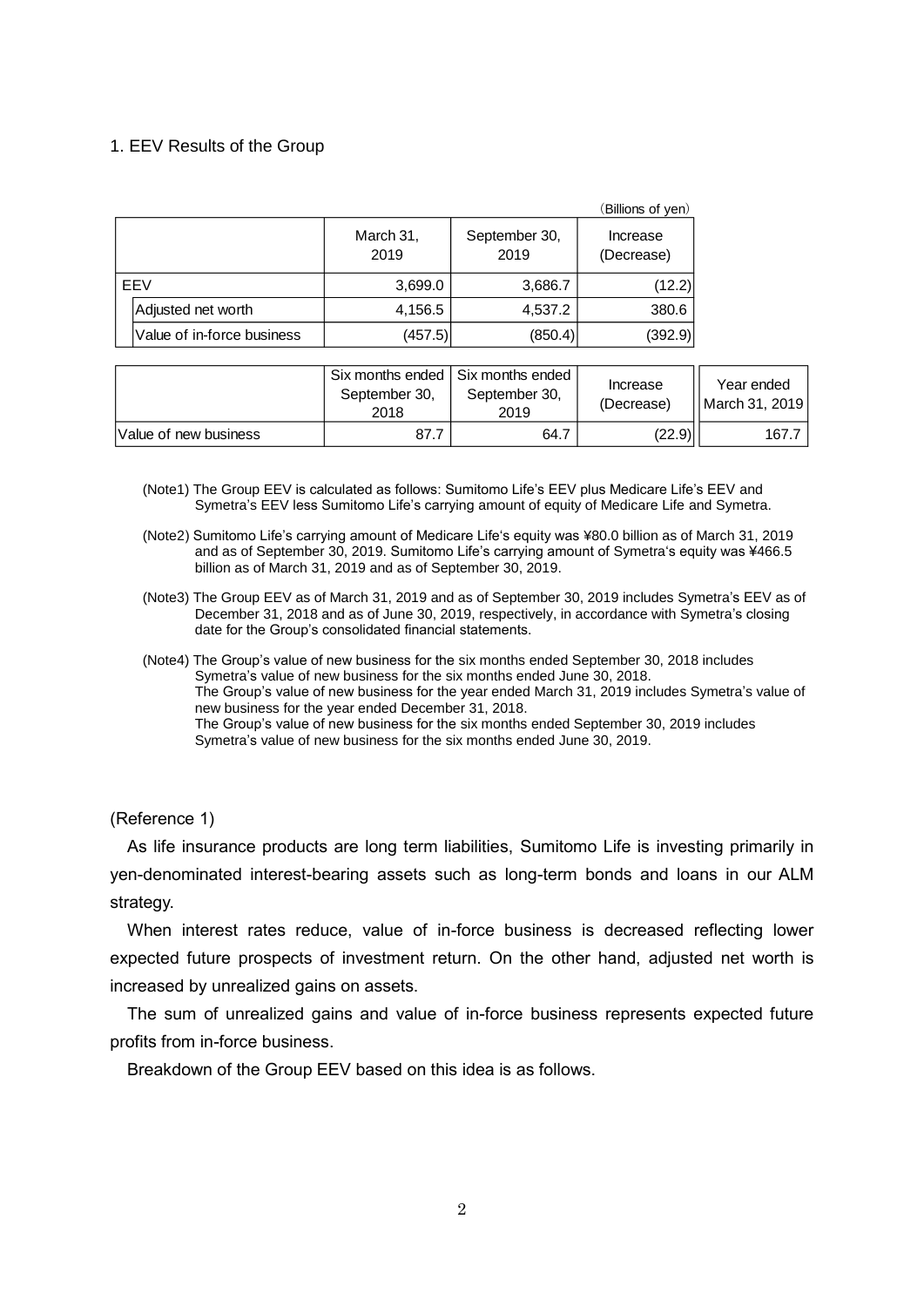## 1. EEV Results of the Group

（Billions of yen）

| | March 31, 2019 | September 30, 2019 | Increase (Decrease) |
|---|---|---|---|
| EEV | 3,699.0 | 3,686.7 | (12.2) |
| Adjusted net worth | 4,156.5 | 4,537.2 | 380.6 |
| Value of in-force business | (457.5) | (850.4) | (392.9) |

| | Six months ended September 30, 2018 | Six months ended September 30, 2019 | Increase (Decrease) | Year ended March 31, 2019 |
|---|---|---|---|---|
| Value of new business | 87.7 | 64.7 | (22.9) | 167.7 |

(Note1) The Group EEV is calculated as follows: Sumitomo Life's EEV plus Medicare Life's EEV and Symetra's EEV less Sumitomo Life's carrying amount of equity of Medicare Life and Symetra.

(Note2) Sumitomo Life's carrying amount of Medicare Life's equity was ¥80.0 billion as of March 31, 2019 and as of September 30, 2019. Sumitomo Life's carrying amount of Symetra's equity was ¥466.5 billion as of March 31, 2019 and as of September 30, 2019.

(Note3) The Group EEV as of March 31, 2019 and as of September 30, 2019 includes Symetra's EEV as of December 31, 2018 and as of June 30, 2019, respectively, in accordance with Symetra's closing date for the Group's consolidated financial statements.

(Note4) The Group's value of new business for the six months ended September 30, 2018 includes Symetra's value of new business for the six months ended June 30, 2018.
The Group's value of new business for the year ended March 31, 2019 includes Symetra's value of new business for the year ended December 31, 2018.
The Group's value of new business for the six months ended September 30, 2019 includes Symetra's value of new business for the six months ended June 30, 2019.

(Reference 1)

As life insurance products are long term liabilities, Sumitomo Life is investing primarily in yen-denominated interest-bearing assets such as long-term bonds and loans in our ALM strategy.

When interest rates reduce, value of in-force business is decreased reflecting lower expected future prospects of investment return. On the other hand, adjusted net worth is increased by unrealized gains on assets.

The sum of unrealized gains and value of in-force business represents expected future profits from in-force business.

Breakdown of the Group EEV based on this idea is as follows.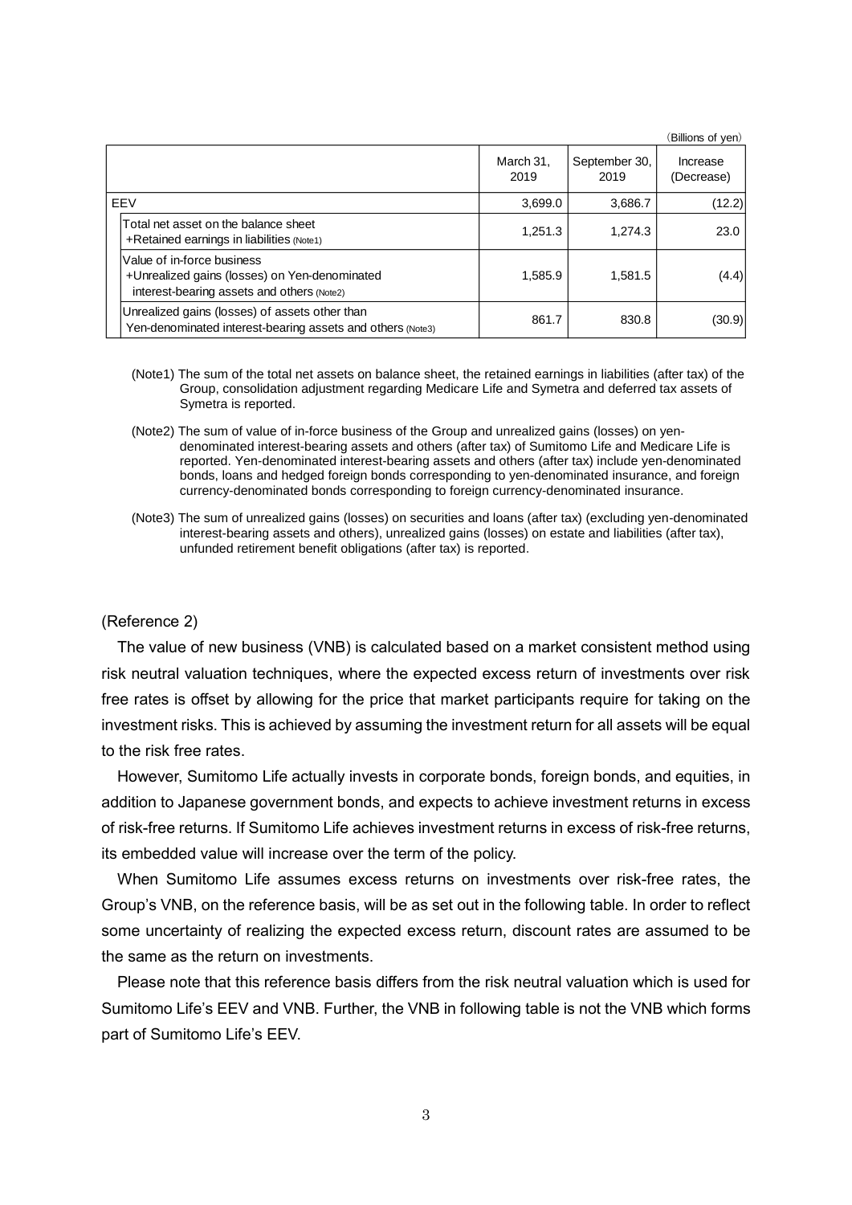(Billions of yen)

| | March 31, 2019 | September 30, 2019 | Increase (Decrease) |
|---|---|---|---|
| EEV | 3,699.0 | 3,686.7 | (12.2) |
| Total net asset on the balance sheet +Retained earnings in liabilities (Note1) | 1,251.3 | 1,274.3 | 23.0 |
| Value of in-force business +Unrealized gains (losses) on Yen-denominated interest-bearing assets and others (Note2) | 1,585.9 | 1,581.5 | (4.4) |
| Unrealized gains (losses) of assets other than Yen-denominated interest-bearing assets and others (Note3) | 861.7 | 830.8 | (30.9) |

(Note1) The sum of the total net assets on balance sheet, the retained earnings in liabilities (after tax) of the Group, consolidation adjustment regarding Medicare Life and Symetra and deferred tax assets of Symetra is reported.

(Note2) The sum of value of in-force business of the Group and unrealized gains (losses) on yen-denominated interest-bearing assets and others (after tax) of Sumitomo Life and Medicare Life is reported. Yen-denominated interest-bearing assets and others (after tax) include yen-denominated bonds, loans and hedged foreign bonds corresponding to yen-denominated insurance, and foreign currency-denominated bonds corresponding to foreign currency-denominated insurance.

(Note3) The sum of unrealized gains (losses) on securities and loans (after tax) (excluding yen-denominated interest-bearing assets and others), unrealized gains (losses) on estate and liabilities (after tax), unfunded retirement benefit obligations (after tax) is reported.

(Reference 2)

The value of new business (VNB) is calculated based on a market consistent method using risk neutral valuation techniques, where the expected excess return of investments over risk free rates is offset by allowing for the price that market participants require for taking on the investment risks. This is achieved by assuming the investment return for all assets will be equal to the risk free rates.

However, Sumitomo Life actually invests in corporate bonds, foreign bonds, and equities, in addition to Japanese government bonds, and expects to achieve investment returns in excess of risk-free returns. If Sumitomo Life achieves investment returns in excess of risk-free returns, its embedded value will increase over the term of the policy.

When Sumitomo Life assumes excess returns on investments over risk-free rates, the Group's VNB, on the reference basis, will be as set out in the following table. In order to reflect some uncertainty of realizing the expected excess return, discount rates are assumed to be the same as the return on investments.

Please note that this reference basis differs from the risk neutral valuation which is used for Sumitomo Life's EEV and VNB. Further, the VNB in following table is not the VNB which forms part of Sumitomo Life's EEV.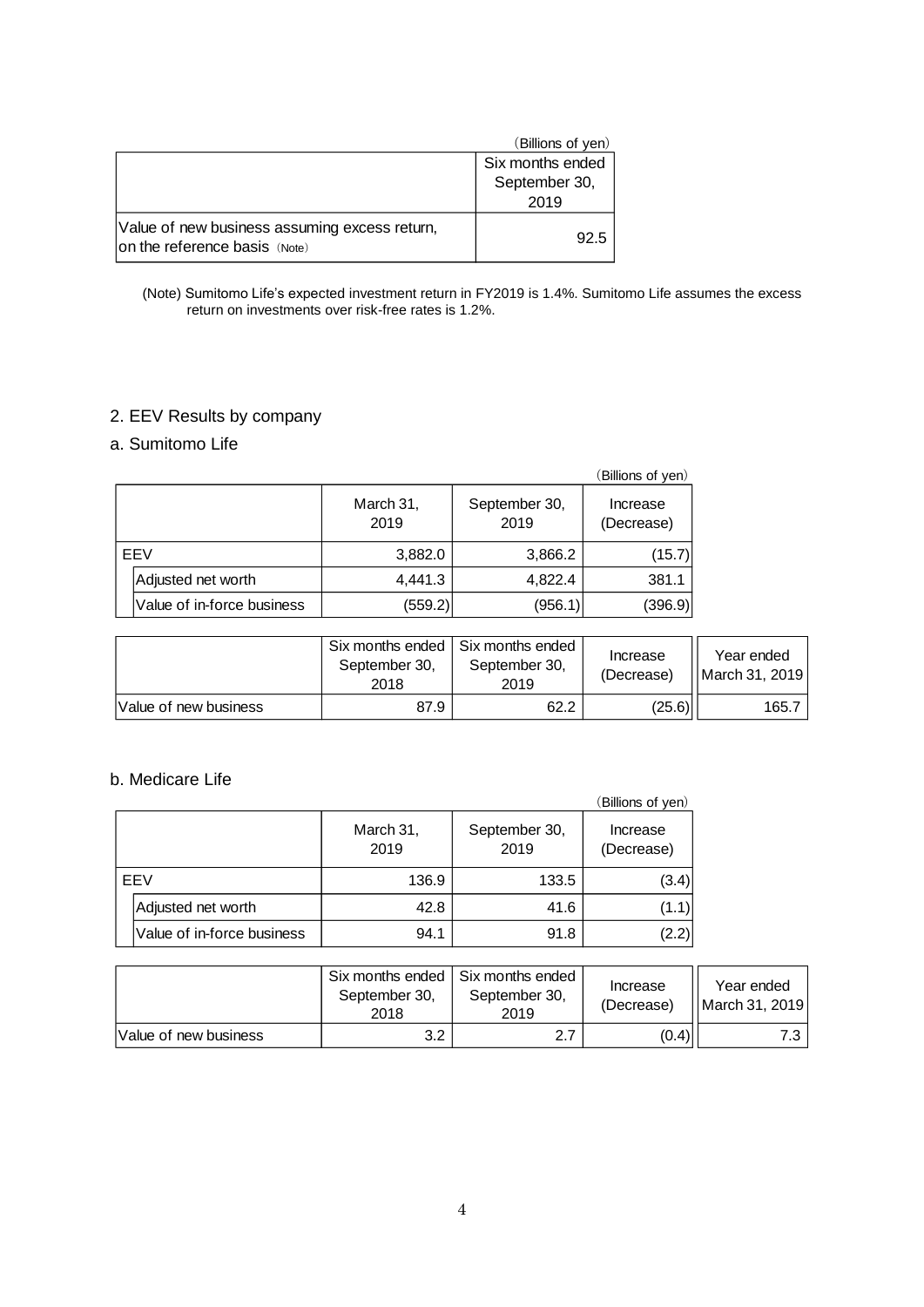(Billions of yen)

| | Six months ended September 30, 2019 |
|---|---|
| Value of new business assuming excess return, on the reference basis (Note) | 92.5 |

(Note) Sumitomo Life's expected investment return in FY2019 is 1.4%. Sumitomo Life assumes the excess return on investments over risk-free rates is 1.2%.

## 2. EEV Results by company

### a. Sumitomo Life

(Billions of yen)

| | March 31, 2019 | September 30, 2019 | Increase (Decrease) |
|---|---|---|---|
| EEV | 3,882.0 | 3,866.2 | (15.7) |
| Adjusted net worth | 4,441.3 | 4,822.4 | 381.1 |
| Value of in-force business | (559.2) | (956.1) | (396.9) |

| | Six months ended September 30, 2018 | Six months ended September 30, 2019 | Increase (Decrease) | Year ended March 31, 2019 |
|---|---|---|---|---|
| Value of new business | 87.9 | 62.2 | (25.6) | 165.7 |

### b. Medicare Life

(Billions of yen)

| | March 31, 2019 | September 30, 2019 | Increase (Decrease) |
|---|---|---|---|
| EEV | 136.9 | 133.5 | (3.4) |
| Adjusted net worth | 42.8 | 41.6 | (1.1) |
| Value of in-force business | 94.1 | 91.8 | (2.2) |

| | Six months ended September 30, 2018 | Six months ended September 30, 2019 | Increase (Decrease) | Year ended March 31, 2019 |
|---|---|---|---|---|
| Value of new business | 3.2 | 2.7 | (0.4) | 7.3 |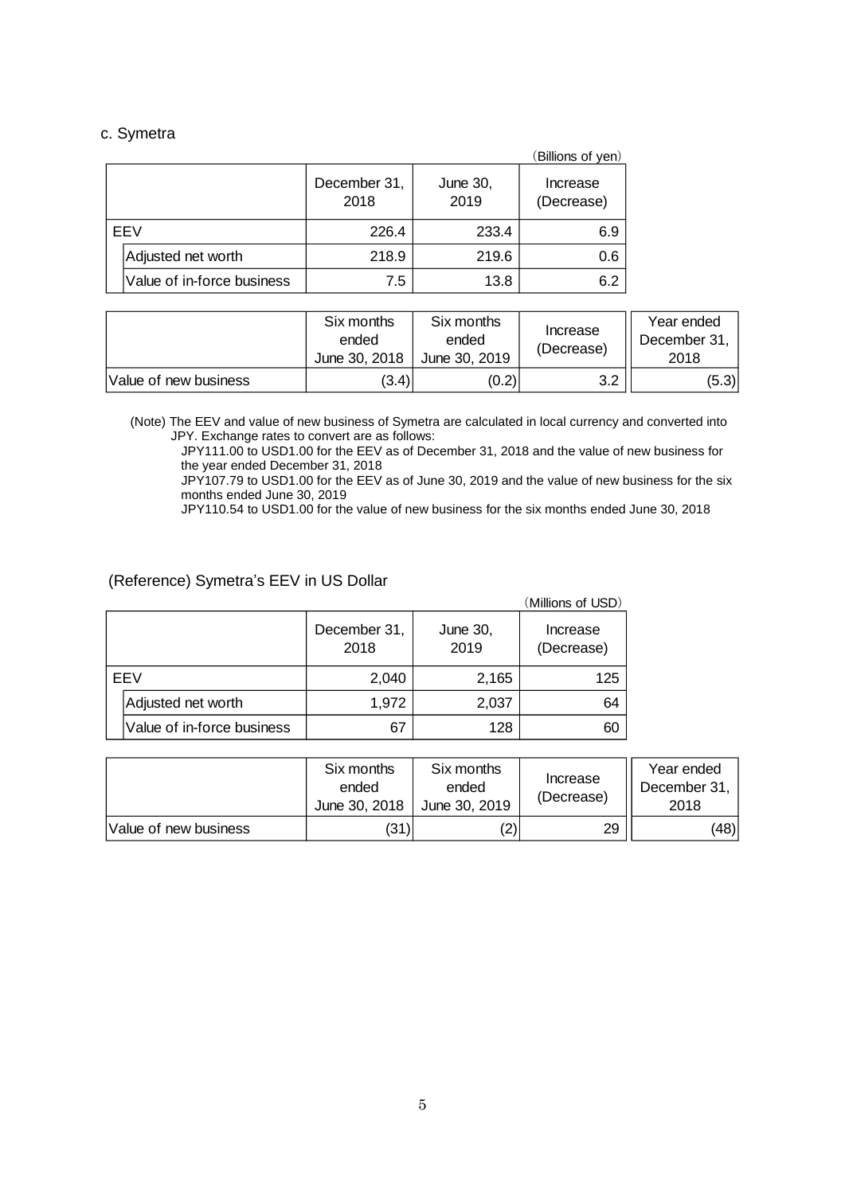c. Symetra

(Billions of yen)

| | December 31, 2018 | June 30, 2019 | Increase (Decrease) |
|---|---|---|---|
| EEV | 226.4 | 233.4 | 6.9 |
| Adjusted net worth | 218.9 | 219.6 | 0.6 |
| Value of in-force business | 7.5 | 13.8 | 6.2 |

| | Six months ended June 30, 2018 | Six months ended June 30, 2019 | Increase (Decrease) | Year ended December 31, 2018 |
|---|---|---|---|---|
| Value of new business | (3.4) | (0.2) | 3.2 | (5.3) |

(Note) The EEV and value of new business of Symetra are calculated in local currency and converted into JPY. Exchange rates to convert are as follows:

JPY111.00 to USD1.00 for the EEV as of December 31, 2018 and the value of new business for the year ended December 31, 2018

JPY107.79 to USD1.00 for the EEV as of June 30, 2019 and the value of new business for the six months ended June 30, 2019

JPY110.54 to USD1.00 for the value of new business for the six months ended June 30, 2018

(Reference) Symetra's EEV in US Dollar

(Millions of USD)

| | December 31, 2018 | June 30, 2019 | Increase (Decrease) |
|---|---|---|---|
| EEV | 2,040 | 2,165 | 125 |
| Adjusted net worth | 1,972 | 2,037 | 64 |
| Value of in-force business | 67 | 128 | 60 |

| | Six months ended June 30, 2018 | Six months ended June 30, 2019 | Increase (Decrease) | Year ended December 31, 2018 |
|---|---|---|---|---|
| Value of new business | (31) | (2) | 29 | (48) |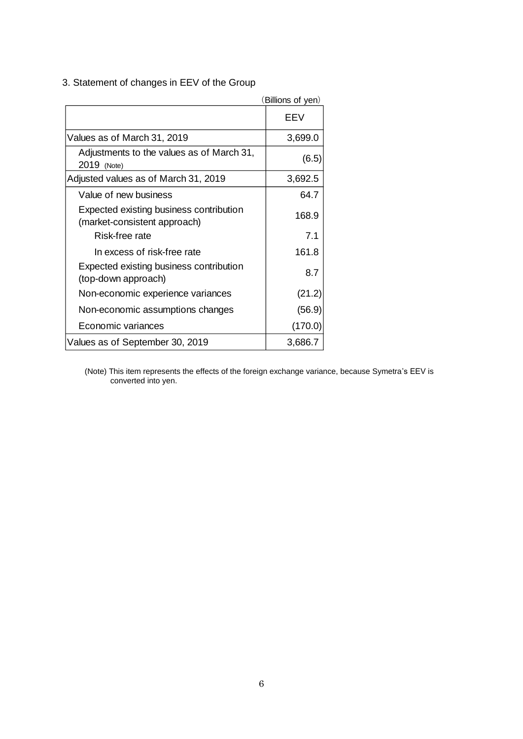## 3. Statement of changes in EEV of the Group

（Billions of yen）

| | EEV |
|---|---|
| Values as of March 31, 2019 | 3,699.0 |
| Adjustments to the values as of March 31, 2019 (Note) | (6.5) |
| Adjusted values as of March 31, 2019 | 3,692.5 |
| Value of new business | 64.7 |
| Expected existing business contribution (market-consistent approach) | 168.9 |
| Risk-free rate | 7.1 |
| In excess of risk-free rate | 161.8 |
| Expected existing business contribution (top-down approach) | 8.7 |
| Non-economic experience variances | (21.2) |
| Non-economic assumptions changes | (56.9) |
| Economic variances | (170.0) |
| Values as of September 30, 2019 | 3,686.7 |

(Note) This item represents the effects of the foreign exchange variance, because Symetra's EEV is converted into yen.